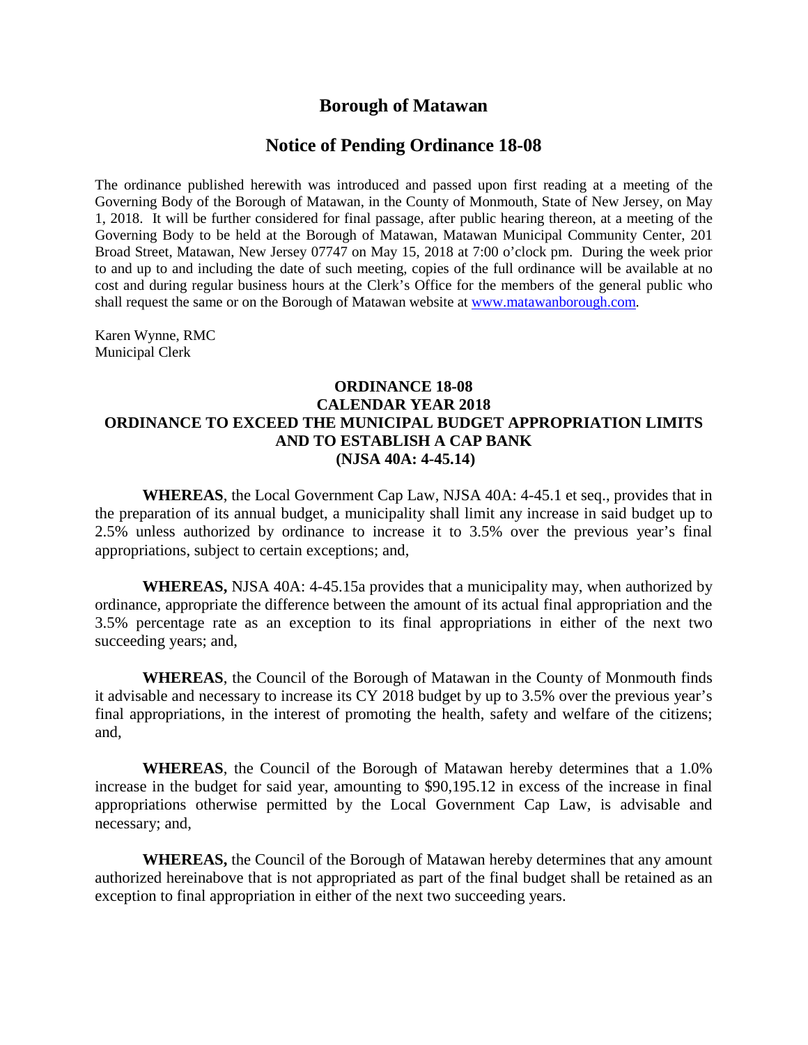# Borough of Matawan

## Notice of Pending Ordinance 18-08

The ordinance published herewith was introduced and passed upon first reading at a meeting of the Governing Body of the Borough of Matawan, in the County of Monmouth, State of New Jersey, on May 1, 2018. It will be further considered for final passage, after public hearing thereon, at a meeting of the Governing Body to be held at the Borough of Matawan, Matawan Municipal Community Center, 201 Broad Street, Matawan, New Jersey 07747 on May 15, 2018 at 7:00 o'clock pm. During the week prior to and up to and including the date of such meeting, copies of the full ordinance will be available at no cost and during regular business hours at the Clerk's Office for the members of the general public who shall request the same or on the Borough of Matawan website at www.matawanborough.com.

Karen Wynne, RMC
Municipal Clerk

### ORDINANCE 18-08
### CALENDAR YEAR 2018
### ORDINANCE TO EXCEED THE MUNICIPAL BUDGET APPROPRIATION LIMITS AND TO ESTABLISH A CAP BANK
### (NJSA 40A: 4-45.14)

**WHEREAS**, the Local Government Cap Law, NJSA 40A: 4-45.1 et seq., provides that in the preparation of its annual budget, a municipality shall limit any increase in said budget up to 2.5% unless authorized by ordinance to increase it to 3.5% over the previous year's final appropriations, subject to certain exceptions; and,

**WHEREAS,** NJSA 40A: 4-45.15a provides that a municipality may, when authorized by ordinance, appropriate the difference between the amount of its actual final appropriation and the 3.5% percentage rate as an exception to its final appropriations in either of the next two succeeding years; and,

**WHEREAS**, the Council of the Borough of Matawan in the County of Monmouth finds it advisable and necessary to increase its CY 2018 budget by up to 3.5% over the previous year's final appropriations, in the interest of promoting the health, safety and welfare of the citizens; and,

**WHEREAS**, the Council of the Borough of Matawan hereby determines that a 1.0% increase in the budget for said year, amounting to $90,195.12 in excess of the increase in final appropriations otherwise permitted by the Local Government Cap Law, is advisable and necessary; and,

**WHEREAS,** the Council of the Borough of Matawan hereby determines that any amount authorized hereinabove that is not appropriated as part of the final budget shall be retained as an exception to final appropriation in either of the next two succeeding years.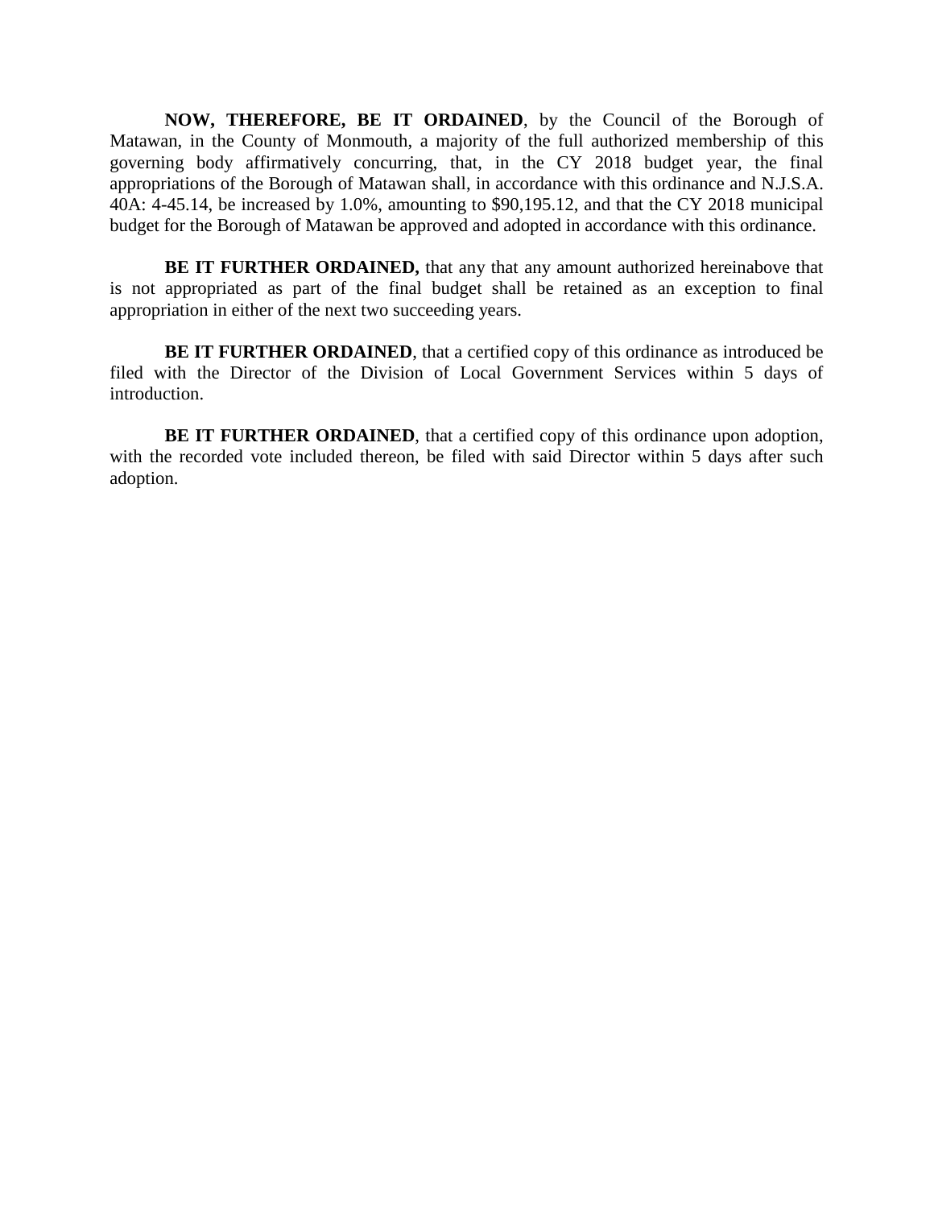**NOW, THEREFORE, BE IT ORDAINED**, by the Council of the Borough of Matawan, in the County of Monmouth, a majority of the full authorized membership of this governing body affirmatively concurring, that, in the CY 2018 budget year, the final appropriations of the Borough of Matawan shall, in accordance with this ordinance and N.J.S.A. 40A: 4-45.14, be increased by 1.0%, amounting to $90,195.12, and that the CY 2018 municipal budget for the Borough of Matawan be approved and adopted in accordance with this ordinance.

**BE IT FURTHER ORDAINED,** that any that any amount authorized hereinabove that is not appropriated as part of the final budget shall be retained as an exception to final appropriation in either of the next two succeeding years.

**BE IT FURTHER ORDAINED**, that a certified copy of this ordinance as introduced be filed with the Director of the Division of Local Government Services within 5 days of introduction.

**BE IT FURTHER ORDAINED**, that a certified copy of this ordinance upon adoption, with the recorded vote included thereon, be filed with said Director within 5 days after such adoption.